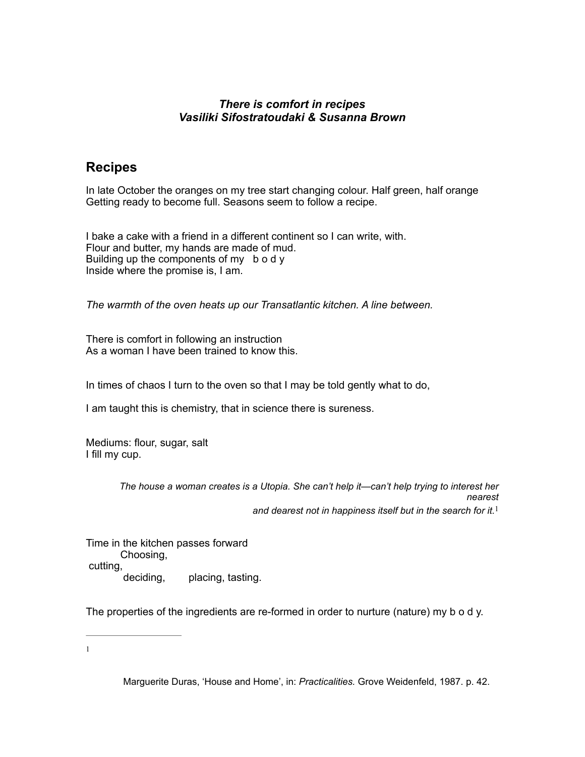***There is comfort in recipes***
***Vasiliki Sifostratoudaki & Susanna Brown***

## Recipes

In late October the oranges on my tree start changing colour. Half green, half orange
Getting ready to become full. Seasons seem to follow a recipe.

I bake a cake with a friend in a different continent so I can write, with.
Flour and butter, my hands are made of mud.
Building up the components of my b o d y
Inside where the promise is, I am.

*The warmth of the oven heats up our Transatlantic kitchen. A line between.*

There is comfort in following an instruction
As a woman I have been trained to know this.

In times of chaos I turn to the oven so that I may be told gently what to do,

I am taught this is chemistry, that in science there is sureness.

Mediums: flour, sugar, salt
I fill my cup.

> *The house a woman creates is a Utopia. She can't help it—can't help trying to interest her nearest and dearest not in happiness itself but in the search for it.*[1]

Time in the kitchen passes forward
Choosing,
cutting,
deciding, placing, tasting.

The properties of the ingredients are re-formed in order to nurture (nature) my b o d y.

---

[1] Marguerite Duras, 'House and Home', in: *Practicalities.* Grove Weidenfeld, 1987. p. 42.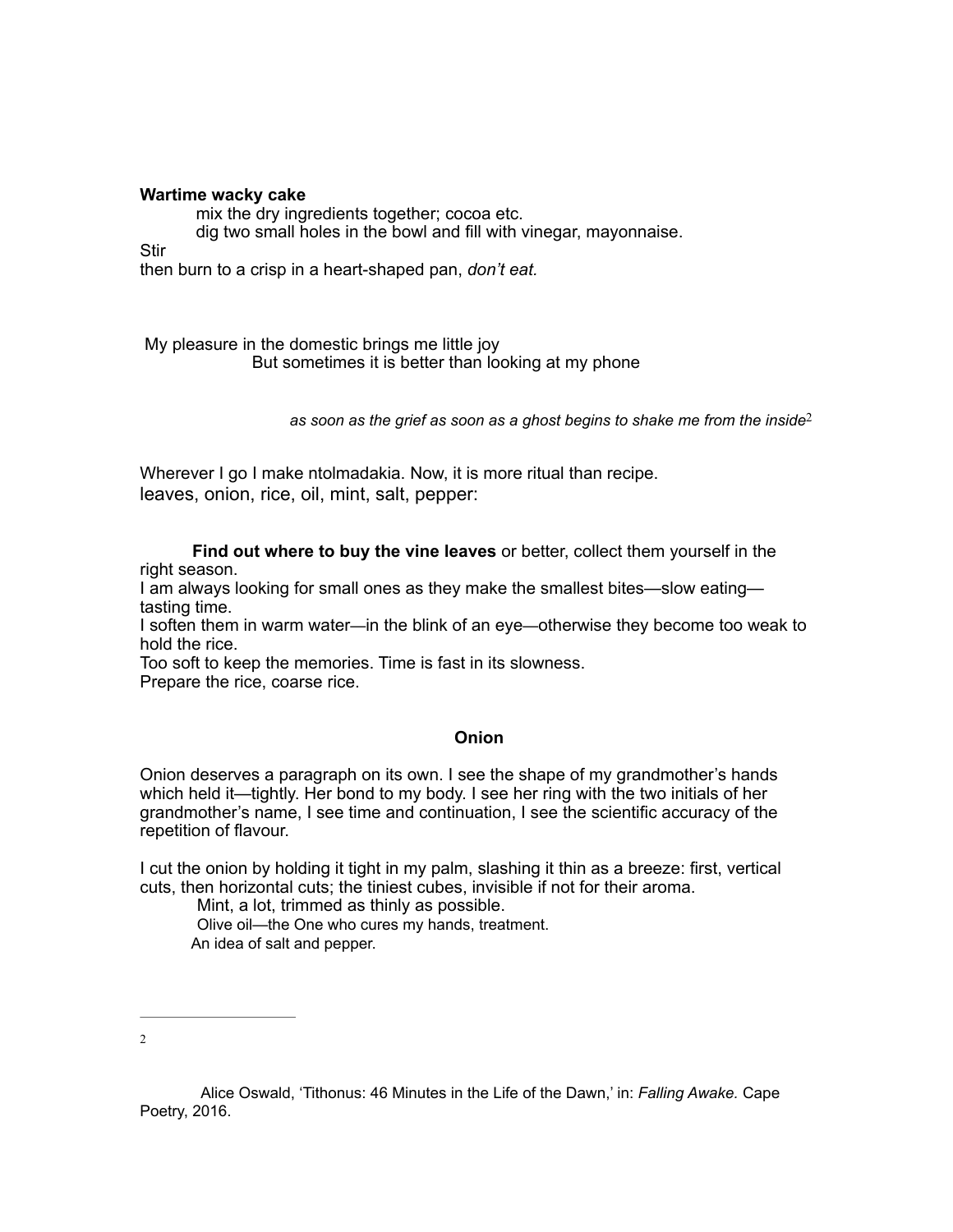**Wartime wacky cake**

mix the dry ingredients together; cocoa etc.
dig two small holes in the bowl and fill with vinegar, mayonnaise.
Stir
then burn to a crisp in a heart-shaped pan, *don't eat.*

My pleasure in the domestic brings me little joy
But sometimes it is better than looking at my phone

*as soon as the grief as soon as a ghost begins to shake me from the inside*[2]

Wherever I go I make ntolmadakia. Now, it is more ritual than recipe.
leaves, onion, rice, oil, mint, salt, pepper:

**Find out where to buy the vine leaves** or better, collect them yourself in the right season.
I am always looking for small ones as they make the smallest bites—slow eating—tasting time.
I soften them in warm water—in the blink of an eye—otherwise they become too weak to hold the rice.
Too soft to keep the memories. Time is fast in its slowness.
Prepare the rice, coarse rice.

**Onion**

Onion deserves a paragraph on its own. I see the shape of my grandmother's hands which held it—tightly. Her bond to my body. I see her ring with the two initials of her grandmother's name, I see time and continuation, I see the scientific accuracy of the repetition of flavour.

I cut the onion by holding it tight in my palm, slashing it thin as a breeze: first, vertical cuts, then horizontal cuts; the tiniest cubes, invisible if not for their aroma.
Mint, a lot, trimmed as thinly as possible.
Olive oil—the One who cures my hands, treatment.
An idea of salt and pepper.

---

[2] Alice Oswald, 'Tithonus: 46 Minutes in the Life of the Dawn,' in: *Falling Awake.* Cape Poetry, 2016.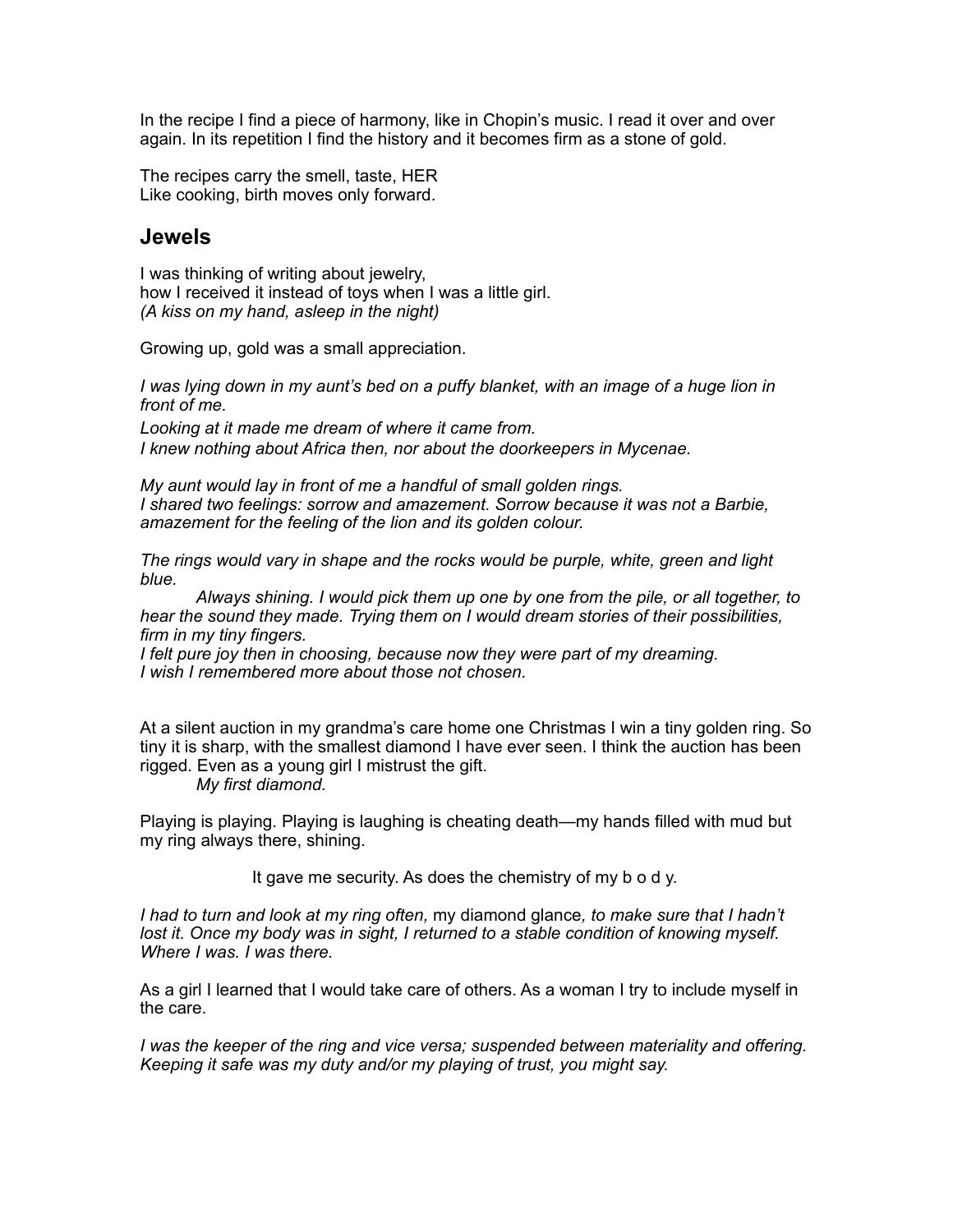In the recipe I find a piece of harmony, like in Chopin's music. I read it over and over again. In its repetition I find the history and it becomes firm as a stone of gold.

The recipes carry the smell, taste, HER  
Like cooking, birth moves only forward.

## Jewels

I was thinking of writing about jewelry,  
how I received it instead of toys when I was a little girl.  
*(A kiss on my hand, asleep in the night)*

Growing up, gold was a small appreciation.

*I was lying down in my aunt's bed on a puffy blanket, with an image of a huge lion in front of me.*

*Looking at it made me dream of where it came from.*

*I knew nothing about Africa then, nor about the doorkeepers in Mycenae.*

*My aunt would lay in front of me a handful of small golden rings.*  
*I shared two feelings: sorrow and amazement. Sorrow because it was not a Barbie, amazement for the feeling of the lion and its golden colour.*

*The rings would vary in shape and the rocks would be purple, white, green and light blue.*

*Always shining. I would pick them up one by one from the pile, or all together, to hear the sound they made. Trying them on I would dream stories of their possibilities, firm in my tiny fingers.*  
*I felt pure joy then in choosing, because now they were part of my dreaming.*  
*I wish I remembered more about those not chosen.*

At a silent auction in my grandma's care home one Christmas I win a tiny golden ring. So tiny it is sharp, with the smallest diamond I have ever seen. I think the auction has been rigged. Even as a young girl I mistrust the gift.

*My first diamond.*

Playing is playing. Playing is laughing is cheating death—my hands filled with mud but my ring always there, shining.

It gave me security. As does the chemistry of my b o d y.

*I had to turn and look at my ring often,* my diamond glance*, to make sure that I hadn't lost it. Once my body was in sight, I returned to a stable condition of knowing myself. Where I was. I was there.*

As a girl I learned that I would take care of others. As a woman I try to include myself in the care.

*I was the keeper of the ring and vice versa; suspended between materiality and offering. Keeping it safe was my duty and/or my playing of trust, you might say.*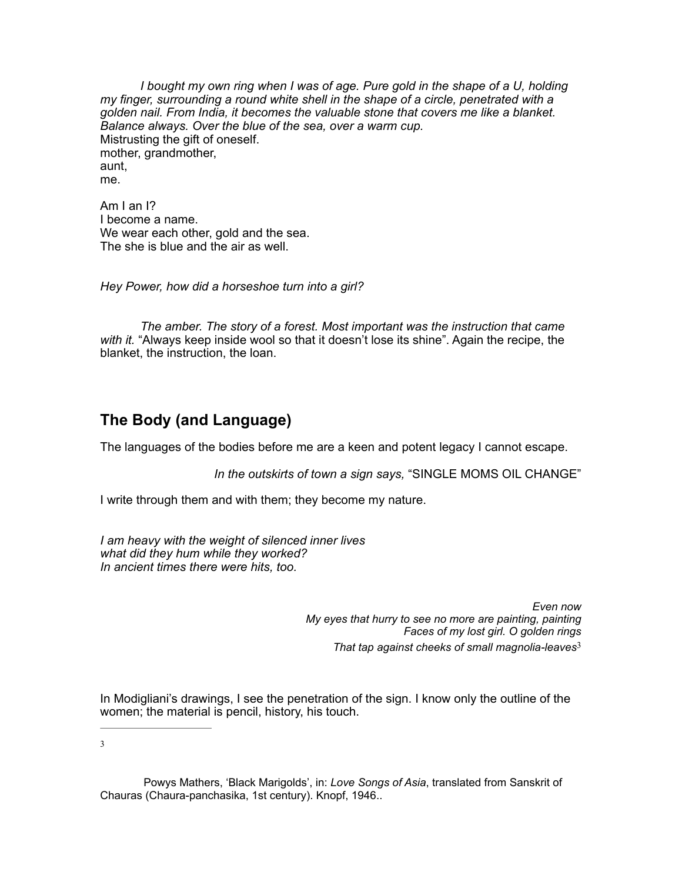*I bought my own ring when I was of age. Pure gold in the shape of a U, holding my finger, surrounding a round white shell in the shape of a circle, penetrated with a golden nail. From India, it becomes the valuable stone that covers me like a blanket. Balance always. Over the blue of the sea, over a warm cup.*
Mistrusting the gift of oneself.
mother, grandmother,
aunt,
me.

Am I an I?
I become a name.
We wear each other, gold and the sea.
The she is blue and the air as well.

*Hey Power, how did a horseshoe turn into a girl?*

*The amber. The story of a forest. Most important was the instruction that came with it.* "Always keep inside wool so that it doesn't lose its shine". Again the recipe, the blanket, the instruction, the loan.

## The Body (and Language)

The languages of the bodies before me are a keen and potent legacy I cannot escape.

*In the outskirts of town a sign says,* "SINGLE MOMS OIL CHANGE"

I write through them and with them; they become my nature.

*I am heavy with the weight of silenced inner lives*
*what did they hum while they worked?*
*In ancient times there were hits, too.*

*Even now*
*My eyes that hurry to see no more are painting, painting*
*Faces of my lost girl. O golden rings*
*That tap against cheeks of small magnolia-leaves*[3]

In Modigliani's drawings, I see the penetration of the sign. I know only the outline of the women; the material is pencil, history, his touch.

---

[3] Powys Mathers, 'Black Marigolds', in: *Love Songs of Asia*, translated from Sanskrit of Chauras (Chaura-panchasika, 1st century). Knopf, 1946..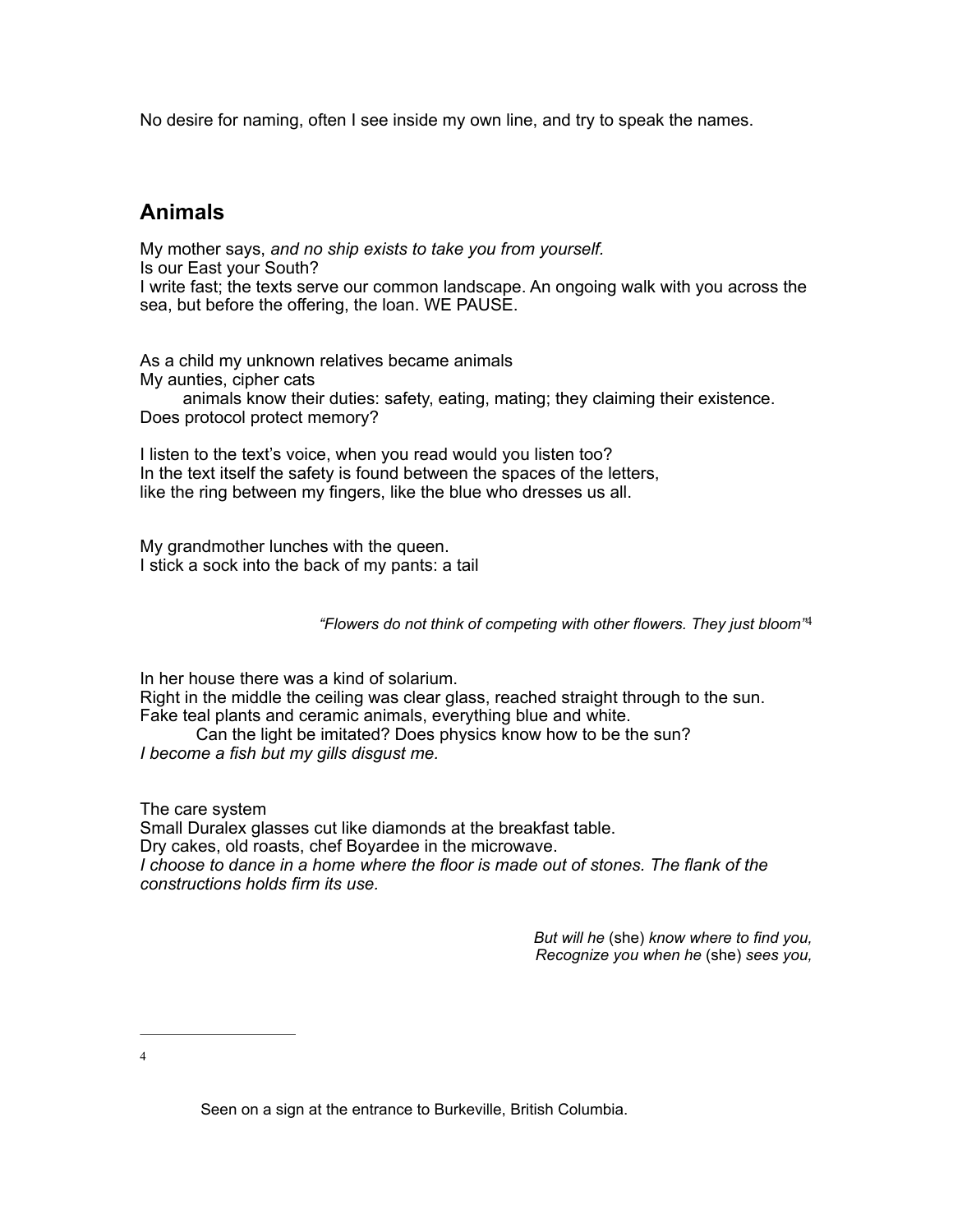No desire for naming, often I see inside my own line, and try to speak the names.

## Animals

My mother says, *and no ship exists to take you from yourself.*
Is our East your South?
I write fast; the texts serve our common landscape. An ongoing walk with you across the sea, but before the offering, the loan. WE PAUSE.

As a child my unknown relatives became animals
My aunties, cipher cats
    animals know their duties: safety, eating, mating; they claiming their existence.
Does protocol protect memory?

I listen to the text's voice, when you read would you listen too?
In the text itself the safety is found between the spaces of the letters,
like the ring between my fingers, like the blue who dresses us all.

My grandmother lunches with the queen.
I stick a sock into the back of my pants: a tail

*"Flowers do not think of competing with other flowers. They just bloom"*[4]

In her house there was a kind of solarium.
Right in the middle the ceiling was clear glass, reached straight through to the sun.
Fake teal plants and ceramic animals, everything blue and white.
    Can the light be imitated? Does physics know how to be the sun?
*I become a fish but my gills disgust me.*

The care system
Small Duralex glasses cut like diamonds at the breakfast table.
Dry cakes, old roasts, chef Boyardee in the microwave.
*I choose to dance in a home where the floor is made out of stones. The flank of the constructions holds firm its use.*

*But will he* (she) *know where to find you,*
*Recognize you when he* (she) *sees you,*

---

[4] Seen on a sign at the entrance to Burkeville, British Columbia.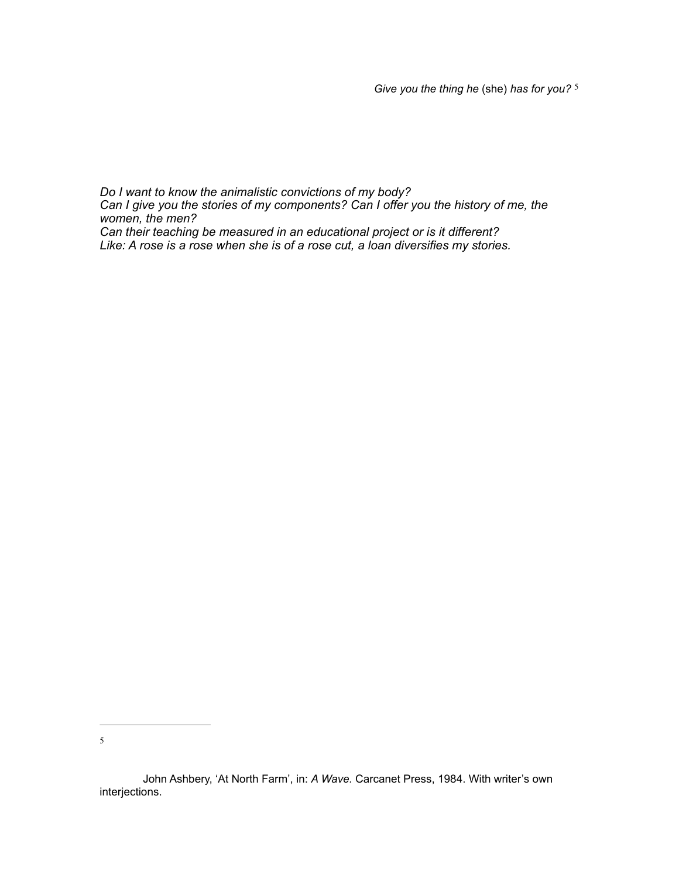*Give you the thing he* (she) *has for you?* [5]

*Do I want to know the animalistic convictions of my body?*
*Can I give you the stories of my components? Can I offer you the history of me, the women, the men?*
*Can their teaching be measured in an educational project or is it different?*
*Like: A rose is a rose when she is of a rose cut, a loan diversifies my stories.*

---

[5] John Ashbery, 'At North Farm', in: *A Wave.* Carcanet Press, 1984. With writer's own interjections.